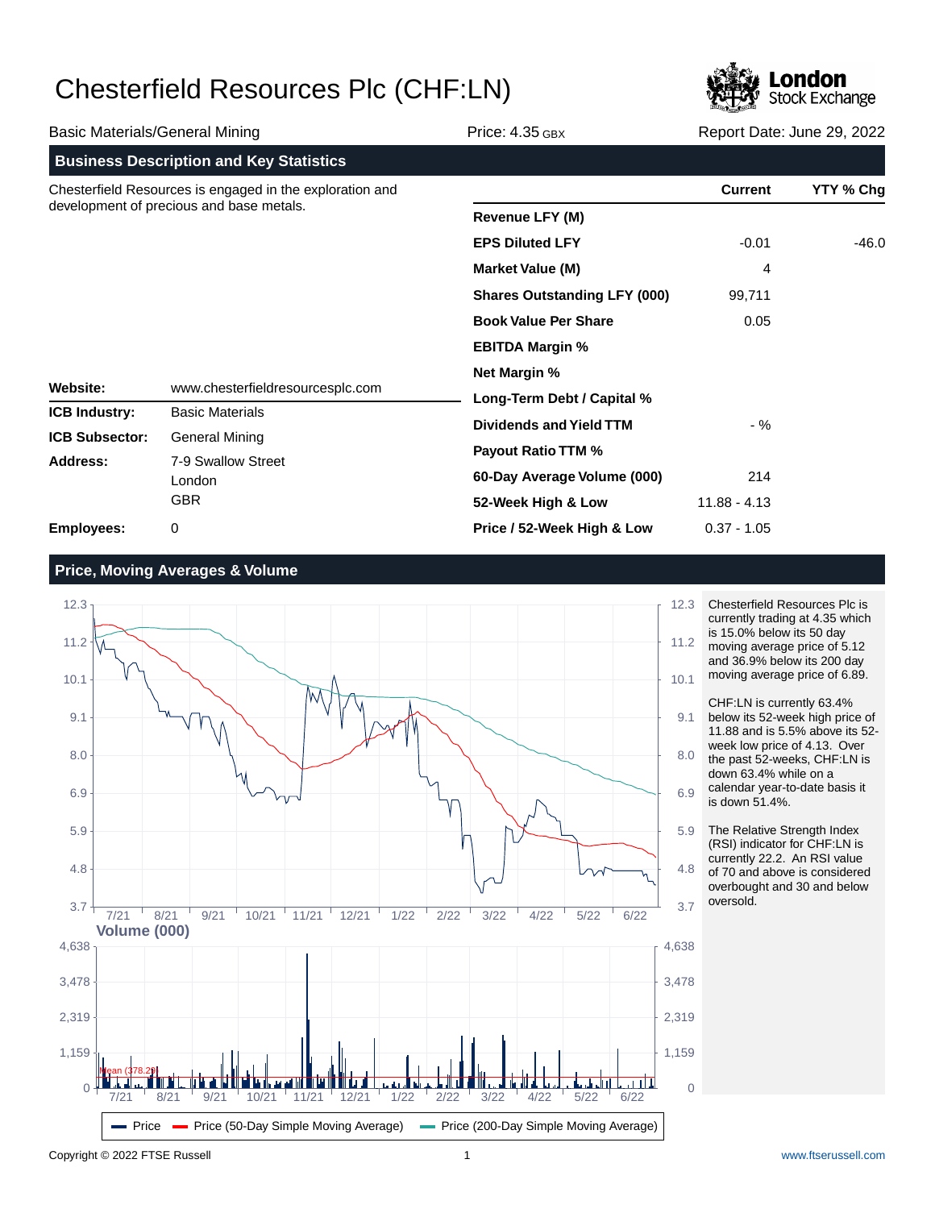# Chesterfield Resources Plc (CHF:LN)

Basic Materials/General Mining | Price: 4.35 GBX | Report Date: June 29, 2022

## Business Description and Key Statistics

Chesterfield Resources is engaged in the exploration and development of precious and base metals.

| | |
|---|---|
| **Website:** | www.chesterfieldresourcesplc.com |
| **ICB Industry:** | Basic Materials |
| **ICB Subsector:** | General Mining |
| **Address:** | 7-9 Swallow Street<br>London<br>GBR |
| **Employees:** | 0 |

| | Current | YTY % Chg |
|---|---|---|
| **Revenue LFY (M)** | | |
| **EPS Diluted LFY** | -0.01 | -46.0 |
| **Market Value (M)** | 4 | |
| **Shares Outstanding LFY (000)** | 99,711 | |
| **Book Value Per Share** | 0.05 | |
| **EBITDA Margin %** | | |
| **Net Margin %** | | |
| **Long-Term Debt / Capital %** | | |
| **Dividends and Yield TTM** | - % | |
| **Payout Ratio TTM %** | | |
| **60-Day Average Volume (000)** | 214 | |
| **52-Week High & Low** | 11.88 - 4.13 | |
| **Price / 52-Week High & Low** | 0.37 - 1.05 | |

## Price, Moving Averages & Volume

Chesterfield Resources Plc is currently trading at 4.35 which is 15.0% below its 50 day moving average price of 5.12 and 36.9% below its 200 day moving average price of 6.89.

CHF:LN is currently 63.4% below its 52-week high price of 11.88 and is 5.5% above its 52-week low price of 4.13. Over the past 52-weeks, CHF:LN is down 63.4% while on a calendar year-to-date basis it is down 51.4%.

The Relative Strength Index (RSI) indicator for CHF:LN is currently 22.2. An RSI value of 70 and above is considered overbought and 30 and below oversold.

Copyright © 2022 FTSE Russell | www.ftserussell.com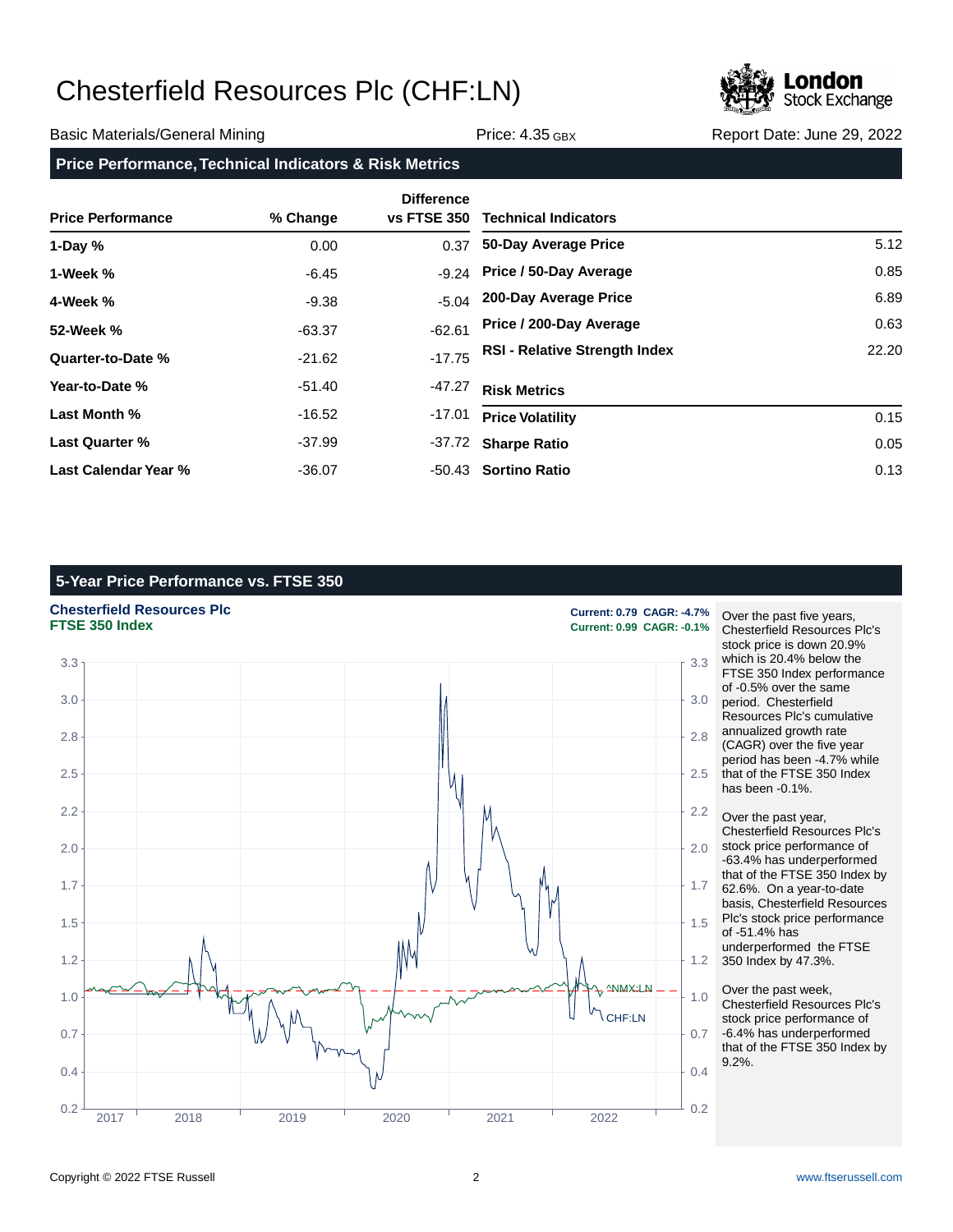# Chesterfield Resources Plc (CHF:LN)

Basic Materials/General Mining | Price: 4.35 GBX | Report Date: June 29, 2022

## Price Performance, Technical Indicators & Risk Metrics

| Price Performance | % Change | Difference vs FTSE 350 |
|---|---|---|
| 1-Day % | 0.00 | 0.37 |
| 1-Week % | -6.45 | -9.24 |
| 4-Week % | -9.38 | -5.04 |
| 52-Week % | -63.37 | -62.61 |
| Quarter-to-Date % | -21.62 | -17.75 |
| Year-to-Date % | -51.40 | -47.27 |
| Last Month % | -16.52 | -17.01 |
| Last Quarter % | -37.99 | -37.72 |
| Last Calendar Year % | -36.07 | -50.43 |

| Technical Indicators | |
|---|---|
| 50-Day Average Price | 5.12 |
| Price / 50-Day Average | 0.85 |
| 200-Day Average Price | 6.89 |
| Price / 200-Day Average | 0.63 |
| RSI - Relative Strength Index | 22.20 |

| Risk Metrics | |
|---|---|
| Price Volatility | 0.15 |
| Sharpe Ratio | 0.05 |
| Sortino Ratio | 0.13 |

## 5-Year Price Performance vs. FTSE 350

**Chesterfield Resources Plc** — Current: 0.79 CAGR: -4.7%
**FTSE 350 Index** — Current: 0.99 CAGR: -0.1%

Over the past five years, Chesterfield Resources Plc's stock price is down 20.9% which is 20.4% below the FTSE 350 Index performance of -0.5% over the same period. Chesterfield Resources Plc's cumulative annualized growth rate (CAGR) over the five year period has been -4.7% while that of the FTSE 350 Index has been -0.1%.

Over the past year, Chesterfield Resources Plc's stock price performance of -63.4% has underperformed that of the FTSE 350 Index by 62.6%. On a year-to-date basis, Chesterfield Resources Plc's stock price performance of -51.4% has underperformed the FTSE 350 Index by 47.3%.

Over the past week, Chesterfield Resources Plc's stock price performance of -6.4% has underperformed that of the FTSE 350 Index by 9.2%.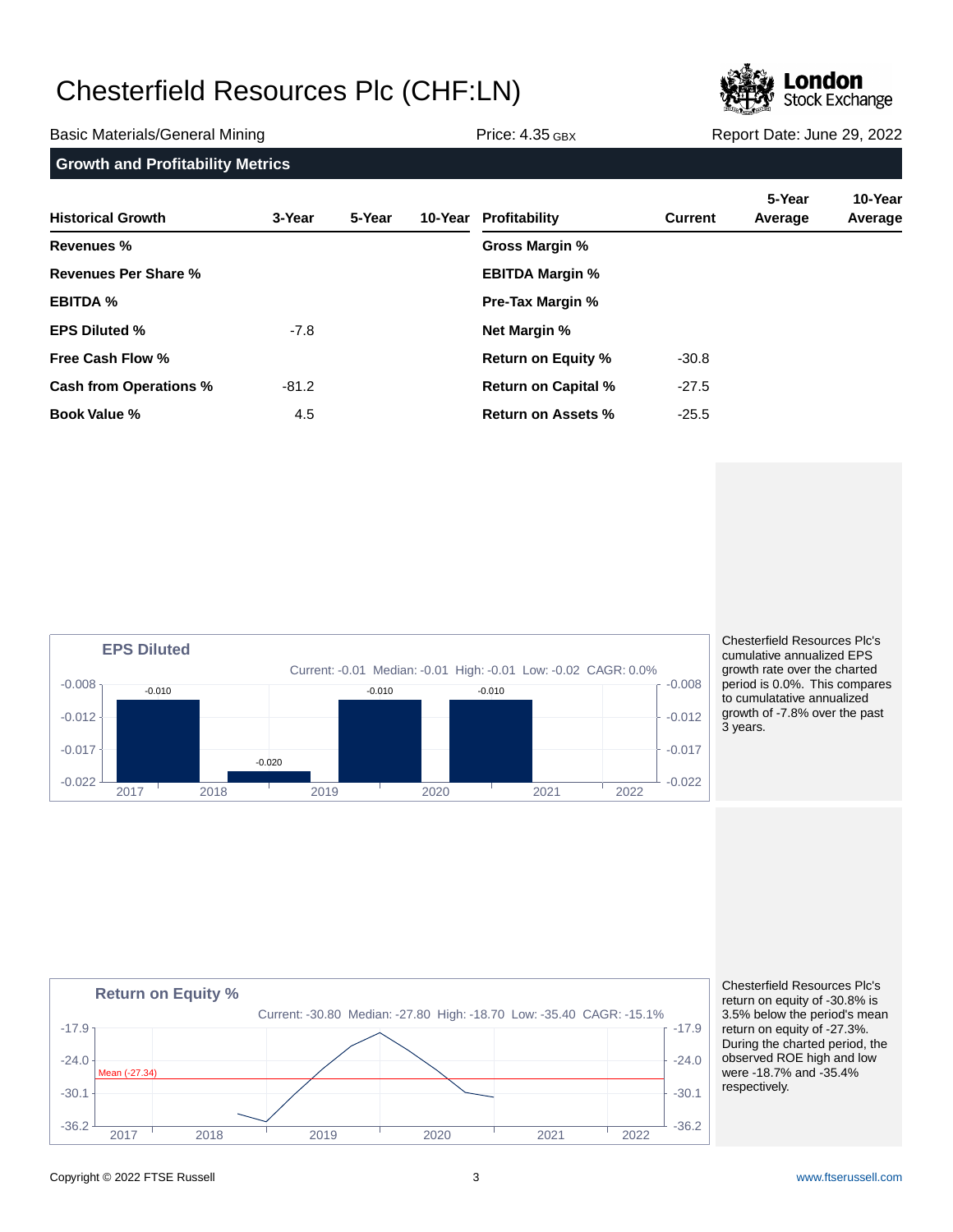# Chesterfield Resources Plc (CHF:LN)

Basic Materials/General Mining | Price: 4.35 GBX | Report Date: June 29, 2022

## Growth and Profitability Metrics

| Historical Growth | 3-Year | 5-Year | 10-Year | Profitability | Current | 5-Year Average | 10-Year Average |
|---|---|---|---|---|---|---|---|
| Revenues % | | | | Gross Margin % | | | |
| Revenues Per Share % | | | | EBITDA Margin % | | | |
| EBITDA % | | | | Pre-Tax Margin % | | | |
| EPS Diluted % | -7.8 | | | Net Margin % | | | |
| Free Cash Flow % | | | | Return on Equity % | -30.8 | | |
| Cash from Operations % | -81.2 | | | Return on Capital % | -27.5 | | |
| Book Value % | 4.5 | | | Return on Assets % | -25.5 | | |

### EPS Diluted

Current: -0.01 Median: -0.01 High: -0.01 Low: -0.02 CAGR: 0.0%

| Year | EPS Diluted |
|---|---|
| 2017 | -0.010 |
| 2018 | -0.020 |
| 2019 | -0.010 |
| 2020 | -0.010 |

Chesterfield Resources Plc's cumulative annualized EPS growth rate over the charted period is 0.0%. This compares to cumulatative annualized growth of -7.8% over the past 3 years.

### Return on Equity %

Current: -30.80 Median: -27.80 High: -18.70 Low: -35.40 CAGR: -15.1%

Mean (-27.34)

Chesterfield Resources Plc's return on equity of -30.8% is 3.5% below the period's mean return on equity of -27.3%. During the charted period, the observed ROE high and low were -18.7% and -35.4% respectively.

Copyright © 2022 FTSE Russell | www.ftserussell.com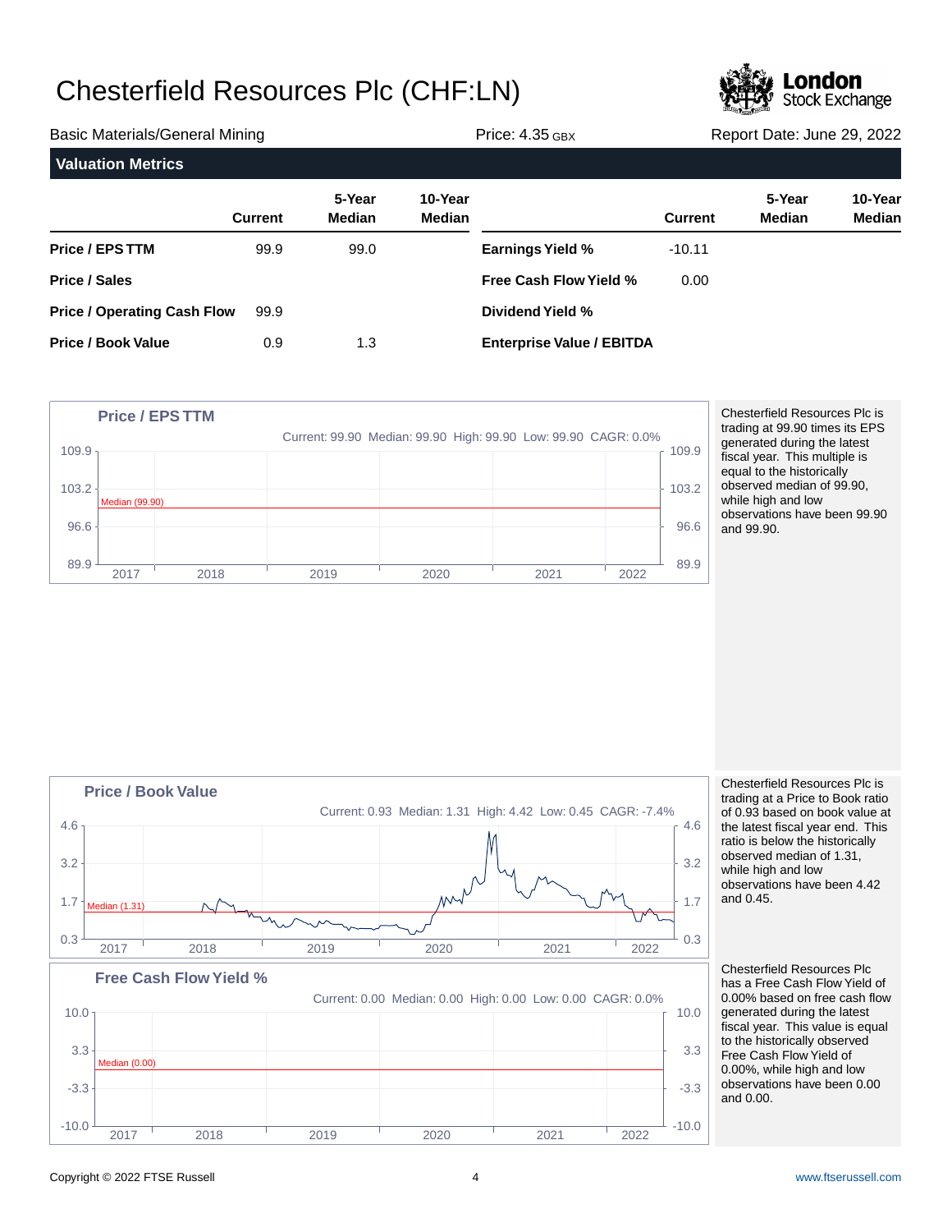# Chesterfield Resources Plc (CHF:LN)

Basic Materials/General Mining | Price: 4.35 GBX | Report Date: June 29, 2022

## Valuation Metrics

| | Current | 5-Year Median | 10-Year Median |
|---|---|---|---|
| **Price / EPS TTM** | 99.9 | 99.0 | |
| **Price / Sales** | | | |
| **Price / Operating Cash Flow** | 99.9 | | |
| **Price / Book Value** | 0.9 | 1.3 | |

| | Current | 5-Year Median | 10-Year Median |
|---|---|---|---|
| **Earnings Yield %** | -10.11 | | |
| **Free Cash Flow Yield %** | 0.00 | | |
| **Dividend Yield %** | | | |
| **Enterprise Value / EBITDA** | | | |

### Price / EPS TTM

Current: 99.90 Median: 99.90 High: 99.90 Low: 99.90 CAGR: 0.0%

Chesterfield Resources Plc is trading at 99.90 times its EPS generated during the latest fiscal year. This multiple is equal to the historically observed median of 99.90, while high and low observations have been 99.90 and 99.90.

### Price / Book Value

Current: 0.93 Median: 1.31 High: 4.42 Low: 0.45 CAGR: -7.4%

Chesterfield Resources Plc is trading at a Price to Book ratio of 0.93 based on book value at the latest fiscal year end. This ratio is below the historically observed median of 1.31, while high and low observations have been 4.42 and 0.45.

### Free Cash Flow Yield %

Current: 0.00 Median: 0.00 High: 0.00 Low: 0.00 CAGR: 0.0%

Chesterfield Resources Plc has a Free Cash Flow Yield of 0.00% based on free cash flow generated during the latest fiscal year. This value is equal to the historically observed Free Cash Flow Yield of 0.00%, while high and low observations have been 0.00 and 0.00.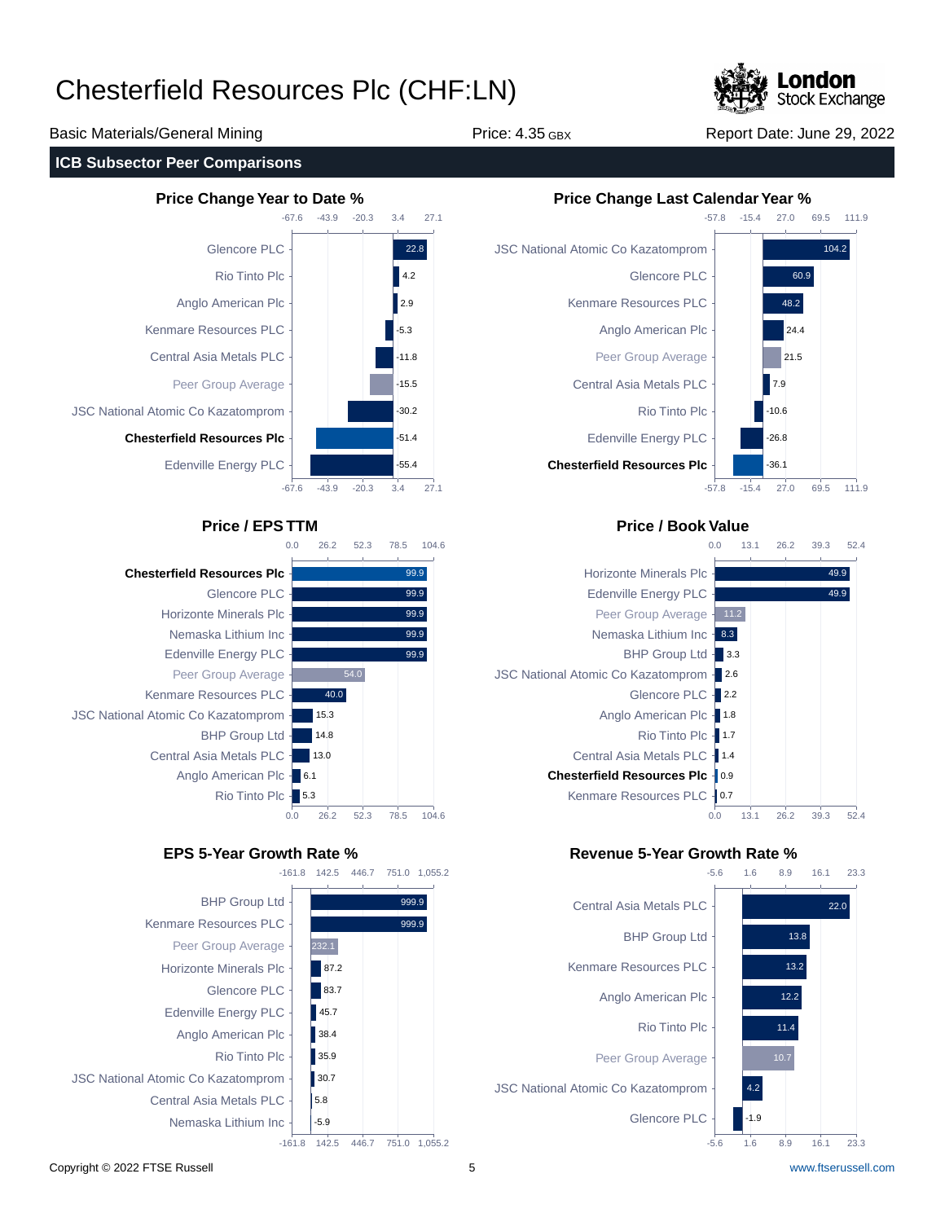# Chesterfield Resources Plc (CHF:LN)

Basic Materials/General Mining | Price: 4.35 GBX | Report Date: June 29, 2022

## ICB Subsector Peer Comparisons

### Price Change Year to Date %

| Company | Value |
|---|---|
| Glencore PLC | 22.8 |
| Rio Tinto Plc | 4.2 |
| Anglo American Plc | 2.9 |
| Kenmare Resources PLC | -5.3 |
| Central Asia Metals PLC | -11.8 |
| Peer Group Average | -15.5 |
| JSC National Atomic Co Kazatomprom | -30.2 |
| **Chesterfield Resources Plc** | -51.4 |
| Edenville Energy PLC | -55.4 |

### Price Change Last Calendar Year %

| Company | Value |
|---|---|
| JSC National Atomic Co Kazatomprom | 104.2 |
| Glencore PLC | 60.9 |
| Kenmare Resources PLC | 48.2 |
| Anglo American Plc | 24.4 |
| Peer Group Average | 21.5 |
| Central Asia Metals PLC | 7.9 |
| Rio Tinto Plc | -10.6 |
| Edenville Energy PLC | -26.8 |
| **Chesterfield Resources Plc** | -36.1 |

### Price / EPS TTM

| Company | Value |
|---|---|
| **Chesterfield Resources Plc** | 99.9 |
| Glencore PLC | 99.9 |
| Horizonte Minerals Plc | 99.9 |
| Nemaska Lithium Inc | 99.9 |
| Edenville Energy PLC | 99.9 |
| Peer Group Average | 54.0 |
| Kenmare Resources PLC | 40.0 |
| JSC National Atomic Co Kazatomprom | 15.3 |
| BHP Group Ltd | 14.8 |
| Central Asia Metals PLC | 13.0 |
| Anglo American Plc | 6.1 |
| Rio Tinto Plc | 5.3 |

### Price / Book Value

| Company | Value |
|---|---|
| Horizonte Minerals Plc | 49.9 |
| Edenville Energy PLC | 49.9 |
| Peer Group Average | 11.2 |
| Nemaska Lithium Inc | 8.3 |
| BHP Group Ltd | 3.3 |
| JSC National Atomic Co Kazatomprom | 2.6 |
| Glencore PLC | 2.2 |
| Anglo American Plc | 1.8 |
| Rio Tinto Plc | 1.7 |
| Central Asia Metals PLC | 1.4 |
| **Chesterfield Resources Plc** | 0.9 |
| Kenmare Resources PLC | 0.7 |

### EPS 5-Year Growth Rate %

| Company | Value |
|---|---|
| BHP Group Ltd | 999.9 |
| Kenmare Resources PLC | 999.9 |
| Peer Group Average | 232.1 |
| Horizonte Minerals Plc | 87.2 |
| Glencore PLC | 83.7 |
| Edenville Energy PLC | 45.7 |
| Anglo American Plc | 38.4 |
| Rio Tinto Plc | 35.9 |
| JSC National Atomic Co Kazatomprom | 30.7 |
| Central Asia Metals PLC | 5.8 |
| Nemaska Lithium Inc | -5.9 |

### Revenue 5-Year Growth Rate %

| Company | Value |
|---|---|
| Central Asia Metals PLC | 22.0 |
| BHP Group Ltd | 13.8 |
| Kenmare Resources PLC | 13.2 |
| Anglo American Plc | 12.2 |
| Rio Tinto Plc | 11.4 |
| Peer Group Average | 10.7 |
| JSC National Atomic Co Kazatomprom | 4.2 |
| Glencore PLC | -1.9 |

Copyright © 2022 FTSE Russell | www.ftserussell.com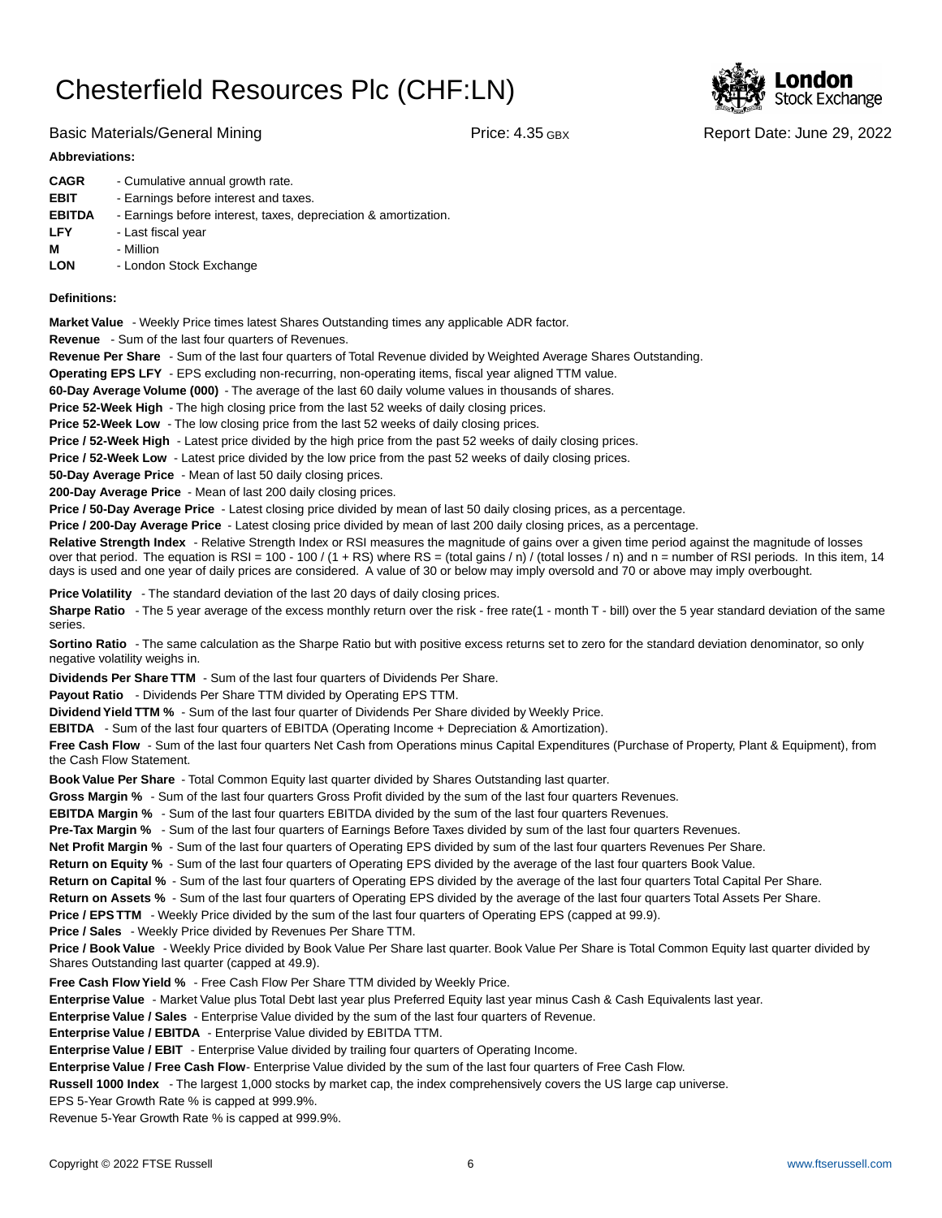# Chesterfield Resources Plc (CHF:LN)

Basic Materials/General Mining | Price: 4.35 GBX | Report Date: June 29, 2022

**Abbreviations:**

**CAGR** - Cumulative annual growth rate.
**EBIT** - Earnings before interest and taxes.
**EBITDA** - Earnings before interest, taxes, depreciation & amortization.
**LFY** - Last fiscal year
**M** - Million
**LON** - London Stock Exchange

**Definitions:**

**Market Value** - Weekly Price times latest Shares Outstanding times any applicable ADR factor.

**Revenue** - Sum of the last four quarters of Revenues.

**Revenue Per Share** - Sum of the last four quarters of Total Revenue divided by Weighted Average Shares Outstanding.

**Operating EPS LFY** - EPS excluding non-recurring, non-operating items, fiscal year aligned TTM value.

**60-Day Average Volume (000)** - The average of the last 60 daily volume values in thousands of shares.

**Price 52-Week High** - The high closing price from the last 52 weeks of daily closing prices.

**Price 52-Week Low** - The low closing price from the last 52 weeks of daily closing prices.

**Price / 52-Week High** - Latest price divided by the high price from the past 52 weeks of daily closing prices.

**Price / 52-Week Low** - Latest price divided by the low price from the past 52 weeks of daily closing prices.

**50-Day Average Price** - Mean of last 50 daily closing prices.

**200-Day Average Price** - Mean of last 200 daily closing prices.

**Price / 50-Day Average Price** - Latest closing price divided by mean of last 50 daily closing prices, as a percentage.

**Price / 200-Day Average Price** - Latest closing price divided by mean of last 200 daily closing prices, as a percentage.

**Relative Strength Index** - Relative Strength Index or RSI measures the magnitude of gains over a given time period against the magnitude of losses over that period. The equation is $RSI = 100 - 100 / (1 + RS)$ where $RS = (\text{total gains} / n) / (\text{total losses} / n)$ and n = number of RSI periods. In this item, 14 days is used and one year of daily prices are considered. A value of 30 or below may imply oversold and 70 or above may imply overbought.

**Price Volatility** - The standard deviation of the last 20 days of daily closing prices.

**Sharpe Ratio** - The 5 year average of the excess monthly return over the risk - free rate(1 - month T - bill) over the 5 year standard deviation of the same series.

**Sortino Ratio** - The same calculation as the Sharpe Ratio but with positive excess returns set to zero for the standard deviation denominator, so only negative volatility weighs in.

**Dividends Per Share TTM** - Sum of the last four quarters of Dividends Per Share.

**Payout Ratio** - Dividends Per Share TTM divided by Operating EPS TTM.

**Dividend Yield TTM %** - Sum of the last four quarter of Dividends Per Share divided by Weekly Price.

**EBITDA** - Sum of the last four quarters of EBITDA (Operating Income + Depreciation & Amortization).

**Free Cash Flow** - Sum of the last four quarters Net Cash from Operations minus Capital Expenditures (Purchase of Property, Plant & Equipment), from the Cash Flow Statement.

**Book Value Per Share** - Total Common Equity last quarter divided by Shares Outstanding last quarter.

**Gross Margin %** - Sum of the last four quarters Gross Profit divided by the sum of the last four quarters Revenues.

**EBITDA Margin %** - Sum of the last four quarters EBITDA divided by the sum of the last four quarters Revenues.

**Pre-Tax Margin %** - Sum of the last four quarters of Earnings Before Taxes divided by sum of the last four quarters Revenues.

**Net Profit Margin %** - Sum of the last four quarters of Operating EPS divided by sum of the last four quarters Revenues Per Share.

**Return on Equity %** - Sum of the last four quarters of Operating EPS divided by the average of the last four quarters Book Value.

**Return on Capital %** - Sum of the last four quarters of Operating EPS divided by the average of the last four quarters Total Capital Per Share.

**Return on Assets %** - Sum of the last four quarters of Operating EPS divided by the average of the last four quarters Total Assets Per Share.

**Price / EPS TTM** - Weekly Price divided by the sum of the last four quarters of Operating EPS (capped at 99.9).

**Price / Sales** - Weekly Price divided by Revenues Per Share TTM.

**Price / Book Value** - Weekly Price divided by Book Value Per Share last quarter. Book Value Per Share is Total Common Equity last quarter divided by Shares Outstanding last quarter (capped at 49.9).

**Free Cash Flow Yield %** - Free Cash Flow Per Share TTM divided by Weekly Price.

**Enterprise Value** - Market Value plus Total Debt last year plus Preferred Equity last year minus Cash & Cash Equivalents last year.

**Enterprise Value / Sales** - Enterprise Value divided by the sum of the last four quarters of Revenue.

**Enterprise Value / EBITDA** - Enterprise Value divided by EBITDA TTM.

**Enterprise Value / EBIT** - Enterprise Value divided by trailing four quarters of Operating Income.

**Enterprise Value / Free Cash Flow**- Enterprise Value divided by the sum of the last four quarters of Free Cash Flow.

**Russell 1000 Index** - The largest 1,000 stocks by market cap, the index comprehensively covers the US large cap universe.

EPS 5-Year Growth Rate % is capped at 999.9%.

Revenue 5-Year Growth Rate % is capped at 999.9%.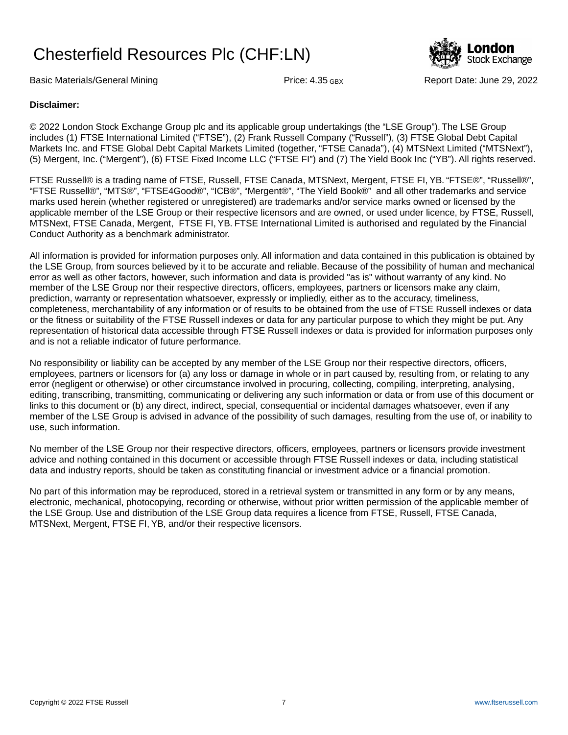Chesterfield Resources Plc (CHF:LN)

Basic Materials/General Mining | Price: 4.35 GBX | Report Date: June 29, 2022

**Disclaimer:**

© 2022 London Stock Exchange Group plc and its applicable group undertakings (the "LSE Group"). The LSE Group includes (1) FTSE International Limited ("FTSE"), (2) Frank Russell Company ("Russell"), (3) FTSE Global Debt Capital Markets Inc. and FTSE Global Debt Capital Markets Limited (together, "FTSE Canada"), (4) MTSNext Limited ("MTSNext"), (5) Mergent, Inc. ("Mergent"), (6) FTSE Fixed Income LLC ("FTSE FI") and (7) The Yield Book Inc ("YB"). All rights reserved.

FTSE Russell® is a trading name of FTSE, Russell, FTSE Canada, MTSNext, Mergent, FTSE FI, YB. "FTSE®", "Russell®", "FTSE Russell®", "MTS®", "FTSE4Good®", "ICB®", "Mergent®", "The Yield Book®" and all other trademarks and service marks used herein (whether registered or unregistered) are trademarks and/or service marks owned or licensed by the applicable member of the LSE Group or their respective licensors and are owned, or used under licence, by FTSE, Russell, MTSNext, FTSE Canada, Mergent, FTSE FI, YB. FTSE International Limited is authorised and regulated by the Financial Conduct Authority as a benchmark administrator.

All information is provided for information purposes only. All information and data contained in this publication is obtained by the LSE Group, from sources believed by it to be accurate and reliable. Because of the possibility of human and mechanical error as well as other factors, however, such information and data is provided "as is" without warranty of any kind. No member of the LSE Group nor their respective directors, officers, employees, partners or licensors make any claim, prediction, warranty or representation whatsoever, expressly or impliedly, either as to the accuracy, timeliness, completeness, merchantability of any information or of results to be obtained from the use of FTSE Russell indexes or data or the fitness or suitability of the FTSE Russell indexes or data for any particular purpose to which they might be put. Any representation of historical data accessible through FTSE Russell indexes or data is provided for information purposes only and is not a reliable indicator of future performance.

No responsibility or liability can be accepted by any member of the LSE Group nor their respective directors, officers, employees, partners or licensors for (a) any loss or damage in whole or in part caused by, resulting from, or relating to any error (negligent or otherwise) or other circumstance involved in procuring, collecting, compiling, interpreting, analysing, editing, transcribing, transmitting, communicating or delivering any such information or data or from use of this document or links to this document or (b) any direct, indirect, special, consequential or incidental damages whatsoever, even if any member of the LSE Group is advised in advance of the possibility of such damages, resulting from the use of, or inability to use, such information.

No member of the LSE Group nor their respective directors, officers, employees, partners or licensors provide investment advice and nothing contained in this document or accessible through FTSE Russell indexes or data, including statistical data and industry reports, should be taken as constituting financial or investment advice or a financial promotion.

No part of this information may be reproduced, stored in a retrieval system or transmitted in any form or by any means, electronic, mechanical, photocopying, recording or otherwise, without prior written permission of the applicable member of the LSE Group. Use and distribution of the LSE Group data requires a licence from FTSE, Russell, FTSE Canada, MTSNext, Mergent, FTSE FI, YB, and/or their respective licensors.